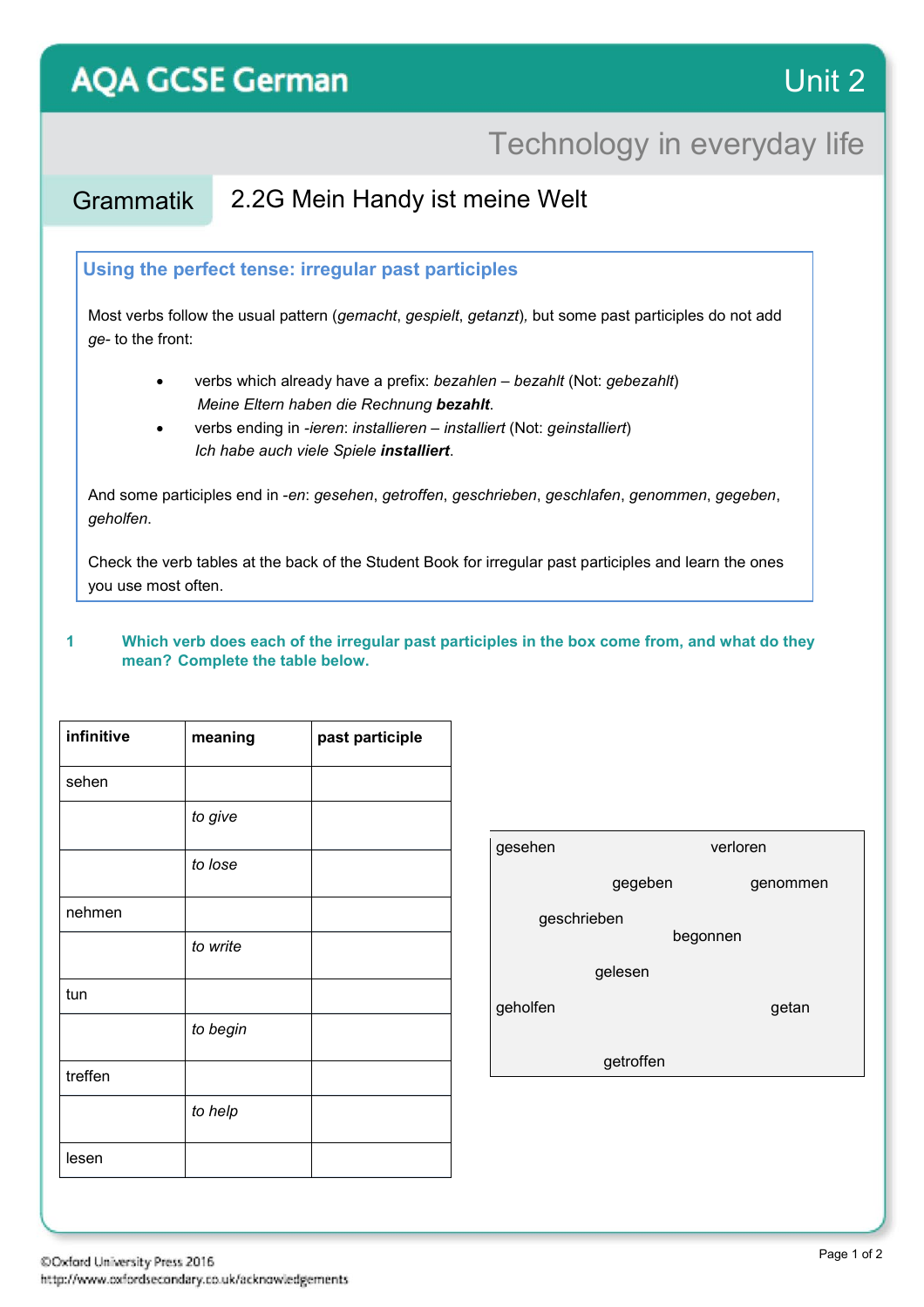# AQA GCSE German

Unit 2

## Technology in everyday life

### Grammatik — 2.2G Mein Handy ist meine Welt

**Using the perfect tense: irregular past participles**

Most verbs follow the usual pattern (*gemacht*, *gespielt*, *getanzt*), but some past participles do not add *ge-* to the front:

- verbs which already have a prefix: *bezahlen – bezahlt* (Not: *gebezahlt*)
  *Meine Eltern haben die Rechnung* ***bezahlt***.
- verbs ending in *-ieren*: *installieren – installiert* (Not: *geinstalliert*)
  *Ich habe auch viele Spiele* ***installiert***.

And some participles end in *-en*: *gesehen*, *getroffen*, *geschrieben*, *geschlafen*, *genommen*, *gegeben*, *geholfen*.

Check the verb tables at the back of the Student Book for irregular past participles and learn the ones you use most often.

**1 Which verb does each of the irregular past participles in the box come from, and what do they mean? Complete the table below.**

| infinitive | meaning | past participle |
|---|---|---|
| sehen | | |
| | *to give* | |
| | *to lose* | |
| nehmen | | |
| | *to write* | |
| tun | | |
| | *to begin* | |
| treffen | | |
| | *to help* | |
| lesen | | |

gesehen verloren gegeben genommen geschrieben begonnen gelesen geholfen getan getroffen

©Oxford University Press 2016
http://www.oxfordsecondary.co.uk/acknowledgements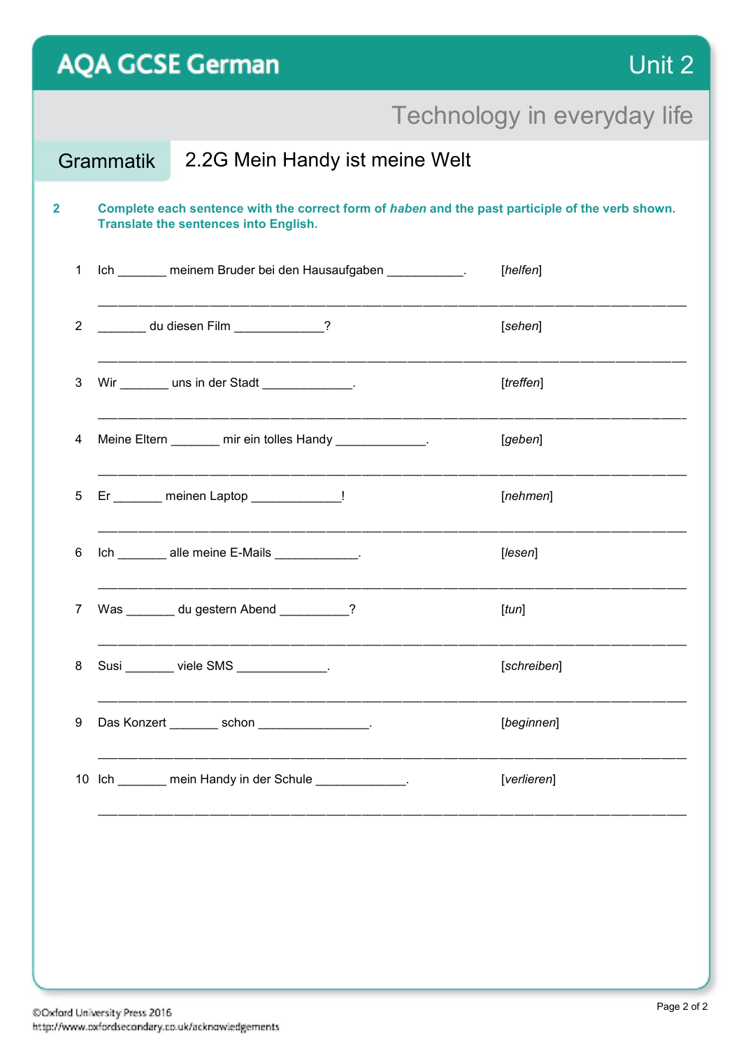# AQA GCSE German — Unit 2

## Technology in everyday life

### Grammatik — 2.2G Mein Handy ist meine Welt

**2** **Complete each sentence with the correct form of *haben* and the past participle of the verb shown. Translate the sentences into English.**

1. Ich _______ meinem Bruder bei den Hausaufgaben ___________. [*helfen*]

   ______________________________________________________________________

2. _______ du diesen Film _____________? [*sehen*]

   ______________________________________________________________________

3. Wir _______ uns in der Stadt _____________. [*treffen*]

   ______________________________________________________________________

4. Meine Eltern _______ mir ein tolles Handy _____________. [*geben*]

   ______________________________________________________________________

5. Er _______ meinen Laptop _____________! [*nehmen*]

   ______________________________________________________________________

6. Ich _______ alle meine E-Mails ____________. [*lesen*]

   ______________________________________________________________________

7. Was _______ du gestern Abend __________? [*tun*]

   ______________________________________________________________________

8. Susi _______ viele SMS _____________. [*schreiben*]

   ______________________________________________________________________

9. Das Konzert _______ schon ________________. [*beginnen*]

   ______________________________________________________________________

10. Ich _______ mein Handy in der Schule _____________. [*verlieren*]

    ______________________________________________________________________

©Oxford University Press 2016
http://www.oxfordsecondary.co.uk/acknowledgements